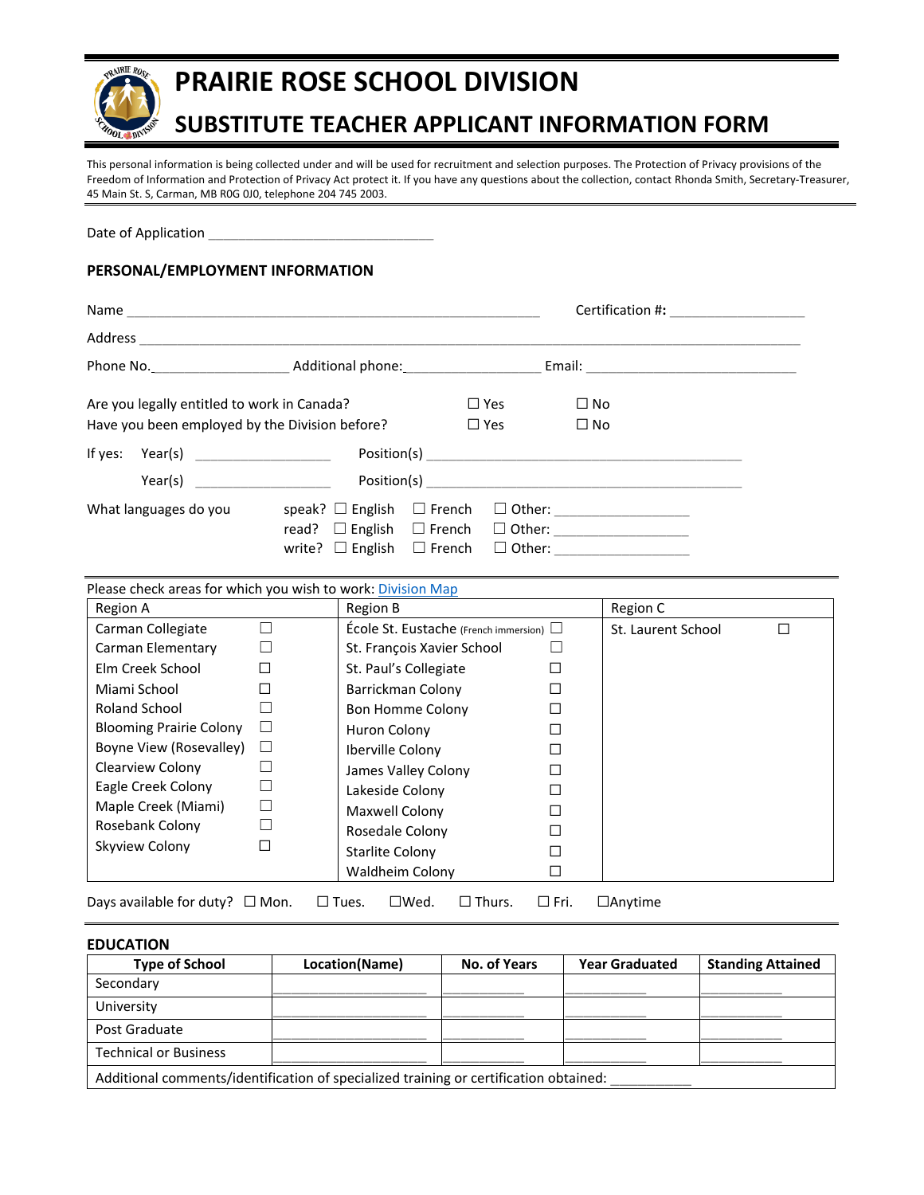# PRAIRIE ROSE SCHOOL DIVISION

## SUBSTITUTE TEACHER APPLICANT INFORMATION FORM

This personal information is being collected under and will be used for recruitment and selection purposes. The Protection of Privacy provisions of the Freedom of Information and Protection of Privacy Act protect it. If you have any questions about the collection, contact Rhonda Smith, Secretary-Treasurer, 45 Main St. S, Carman, MB R0G 0J0, telephone 204 745 2003.

---

Date of Application ______________________________

### PERSONAL/EMPLOYMENT INFORMATION

Name _______________________________________________________ **Certification #:** __________________

Address ___________________________________________________________________________________

Phone No.__________________ Additional phone:__________________ Email: ____________________________

Are you legally entitled to work in Canada? ☐ Yes ☐ No

Have you been employed by the Division before? ☐ Yes ☐ No

If yes: Year(s) __________________ Position(s) __________________________________________

Year(s) __________________ Position(s) __________________________________________

What languages do you
- speak? ☐ English ☐ French ☐ Other: __________________
- read? ☐ English ☐ French ☐ Other: __________________
- write? ☐ English ☐ French ☐ Other: __________________

---

Please check areas for which you wish to work: Division Map

| Region A | | Region B | | Region C | |
|---|---|---|---|---|---|
| Carman Collegiate | ☐ | École St. Eustache (French immersion) | ☐ | St. Laurent School | ☐ |
| Carman Elementary | ☐ | St. François Xavier School | ☐ | | |
| Elm Creek School | ☐ | St. Paul's Collegiate | ☐ | | |
| Miami School | ☐ | Barrickman Colony | ☐ | | |
| Roland School | ☐ | Bon Homme Colony | ☐ | | |
| Blooming Prairie Colony | ☐ | Huron Colony | ☐ | | |
| Boyne View (Rosevalley) | ☐ | Iberville Colony | ☐ | | |
| Clearview Colony | ☐ | James Valley Colony | ☐ | | |
| Eagle Creek Colony | ☐ | Lakeside Colony | ☐ | | |
| Maple Creek (Miami) | ☐ | Maxwell Colony | ☐ | | |
| Rosebank Colony | ☐ | Rosedale Colony | ☐ | | |
| Skyview Colony | ☐ | Starlite Colony | ☐ | | |
| | | Waldheim Colony | ☐ | | |

Days available for duty? ☐ Mon. ☐ Tues. ☐Wed. ☐ Thurs. ☐ Fri. ☐Anytime

---

### EDUCATION

| Type of School | Location(Name) | No. of Years | Year Graduated | Standing Attained |
|---|---|---|---|---|
| Secondary | | | | |
| University | | | | |
| Post Graduate | | | | |
| Technical or Business | | | | |

Additional comments/identification of specialized training or certification obtained: ___________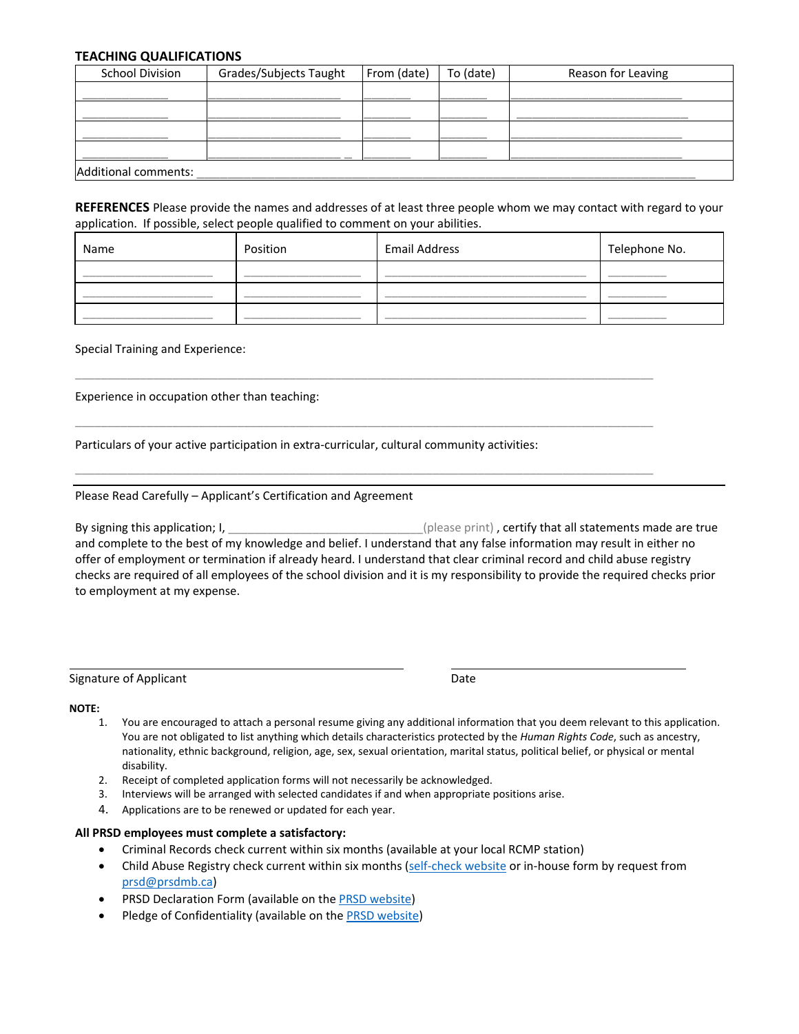**TEACHING QUALIFICATIONS**

| School Division | Grades/Subjects Taught | From (date) | To (date) | Reason for Leaving |
| --- | --- | --- | --- | --- |
| ____________ | ____________________ | _______ | _______ | __________________________ |
| ____________ | ____________________ | _______ | _______ | __________________________ |
| ____________ | ____________________ | _______ | _______ | __________________________ |
| ____________ | ____________________ _ | _______ | _______ | __________________________ |
| Additional comments: ______________________________________________________________________________ | | | | |

**REFERENCES** Please provide the names and addresses of at least three people whom we may contact with regard to your application. If possible, select people qualified to comment on your abilities.

| Name | Position | Email Address | Telephone No. |
| --- | --- | --- | --- |
| ____________________ | __________________ | ________________________________ | _________ |
| ____________________ | __________________ | ________________________________ | _________ |
| ____________________ | __________________ | ________________________________ | _________ |

Special Training and Experience:

___________________________________________________________________________________________

Experience in occupation other than teaching:

___________________________________________________________________________________________

Particulars of your active participation in extra-curricular, cultural community activities:

___________________________________________________________________________________________

Please Read Carefully – Applicant's Certification and Agreement

By signing this application; I, ______________________________(please print) , certify that all statements made are true and complete to the best of my knowledge and belief. I understand that any false information may result in either no offer of employment or termination if already heard. I understand that clear criminal record and child abuse registry checks are required of all employees of the school division and it is my responsibility to provide the required checks prior to employment at my expense.

_____________________________________________ ____________________________________

Signature of Applicant Date

**NOTE:**

1. You are encouraged to attach a personal resume giving any additional information that you deem relevant to this application. You are not obligated to list anything which details characteristics protected by the *Human Rights Code*, such as ancestry, nationality, ethnic background, religion, age, sex, sexual orientation, marital status, political belief, or physical or mental disability.
2. Receipt of completed application forms will not necessarily be acknowledged.
3. Interviews will be arranged with selected candidates if and when appropriate positions arise.
4. Applications are to be renewed or updated for each year.

**All PRSD employees must complete a satisfactory:**

- Criminal Records check current within six months (available at your local RCMP station)
- Child Abuse Registry check current within six months (self-check website or in-house form by request from prsd@prsdmb.ca)
- PRSD Declaration Form (available on the PRSD website)
- Pledge of Confidentiality (available on the PRSD website)